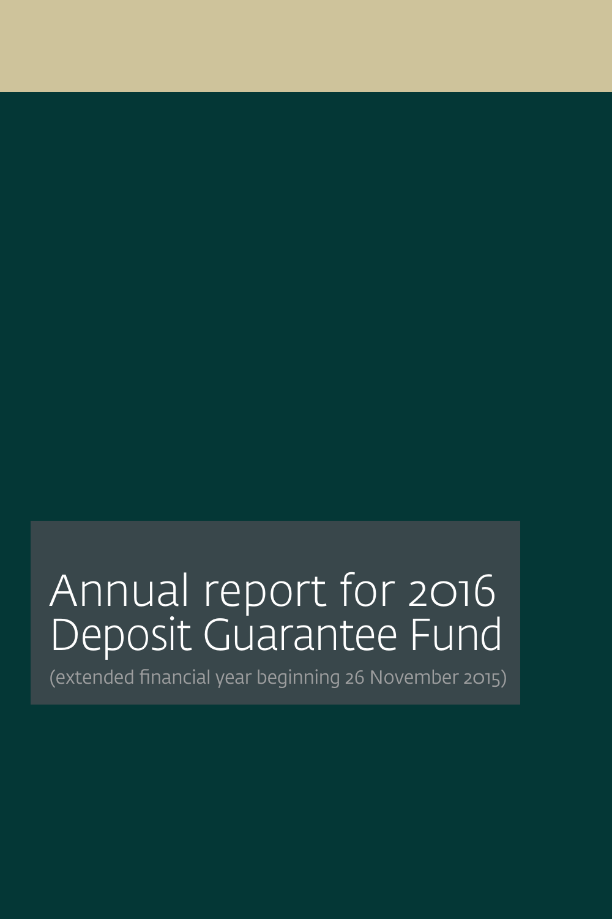# Annual report for 2016 Deposit Guarantee Fund

(extended financial year beginning 26 November 2015)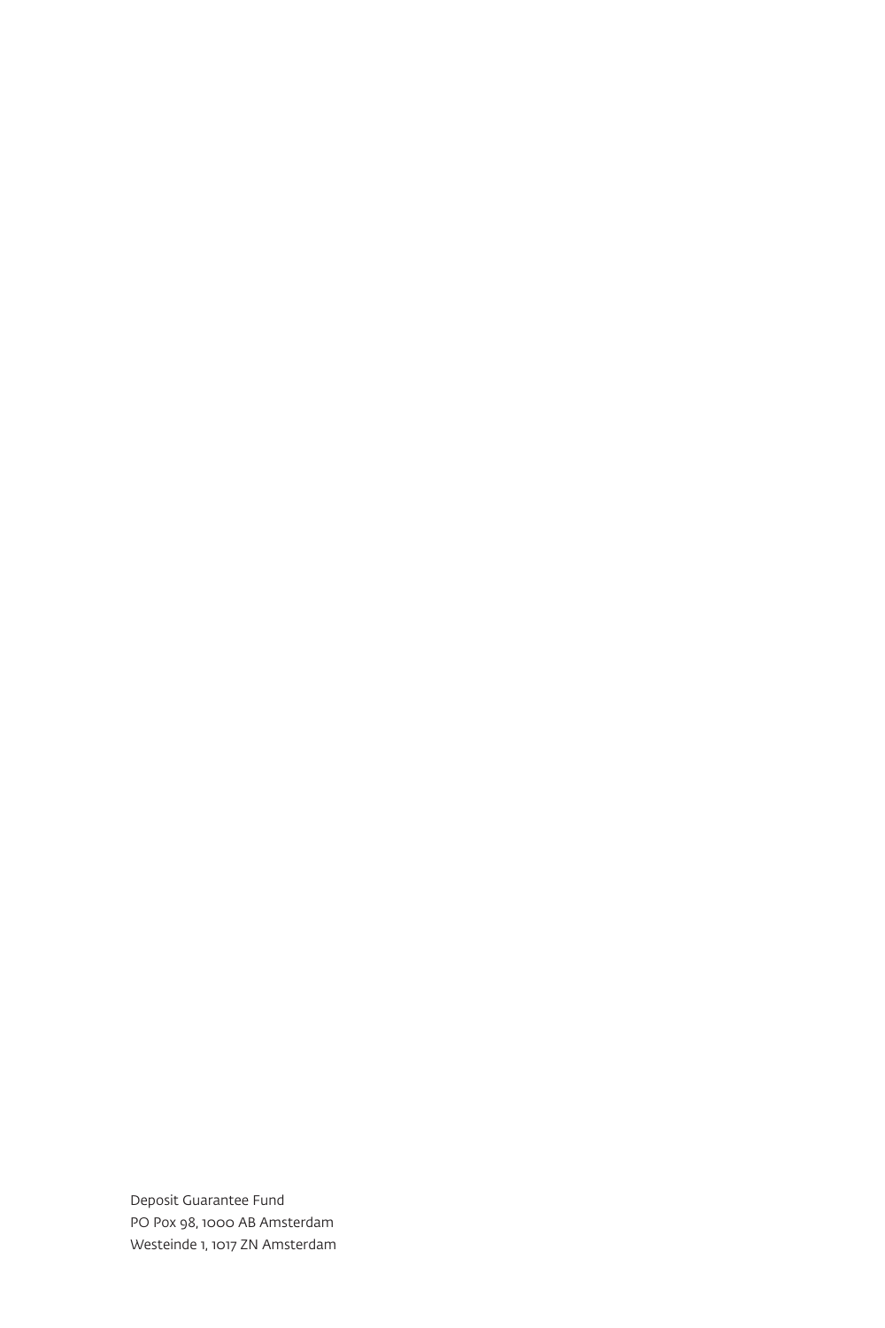Deposit Guarantee Fund
PO Pox 98, 1000 AB Amsterdam
Westeinde 1, 1017 ZN Amsterdam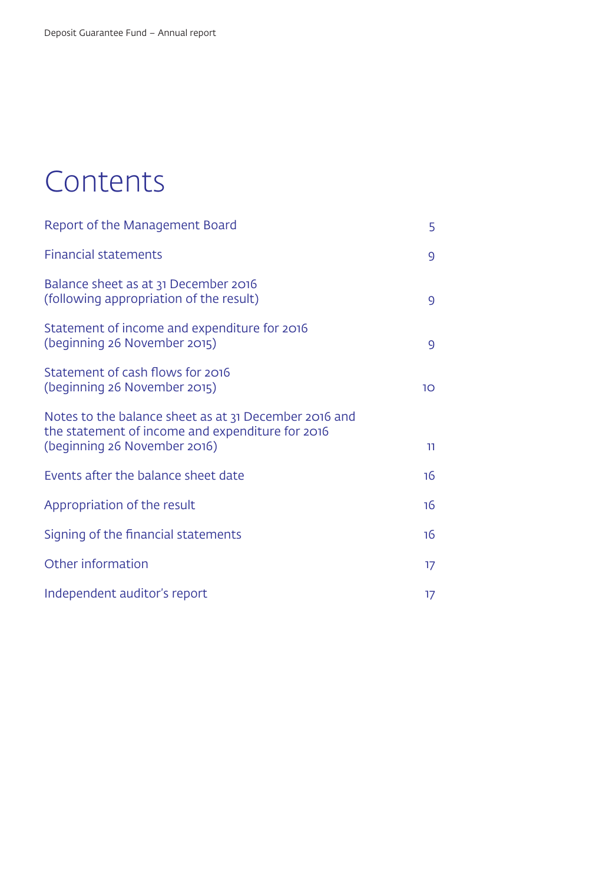# Contents

| | |
|---|---|
| Report of the Management Board | 5 |
| Financial statements | 9 |
| Balance sheet as at 31 December 2016 (following appropriation of the result) | 9 |
| Statement of income and expenditure for 2016 (beginning 26 November 2015) | 9 |
| Statement of cash flows for 2016 (beginning 26 November 2015) | 10 |
| Notes to the balance sheet as at 31 December 2016 and the statement of income and expenditure for 2016 (beginning 26 November 2016) | 11 |
| Events after the balance sheet date | 16 |
| Appropriation of the result | 16 |
| Signing of the financial statements | 16 |
| Other information | 17 |
| Independent auditor's report | 17 |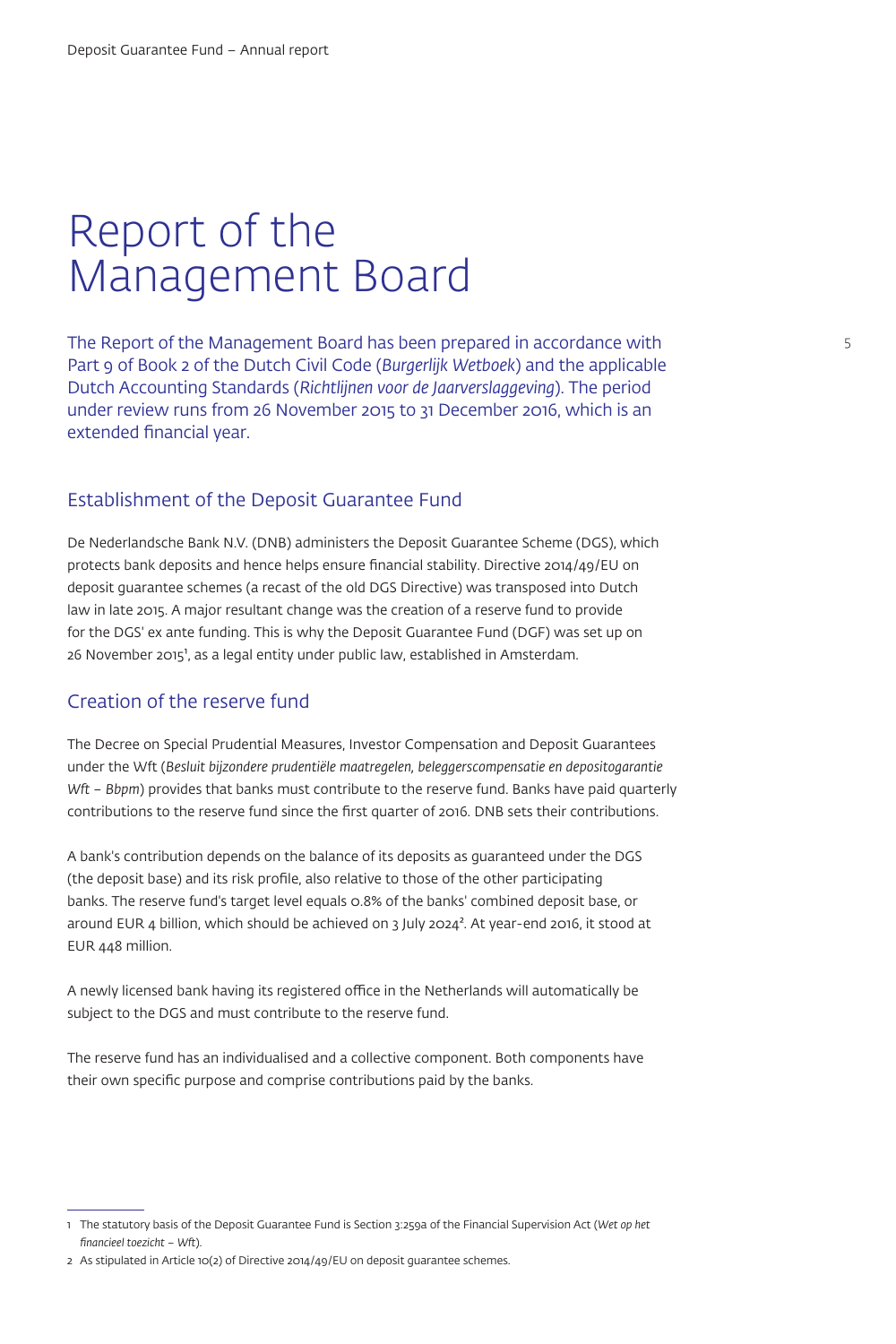# Report of the Management Board

The Report of the Management Board has been prepared in accordance with Part 9 of Book 2 of the Dutch Civil Code (*Burgerlijk Wetboek*) and the applicable Dutch Accounting Standards (*Richtlijnen voor de Jaarverslaggeving*). The period under review runs from 26 November 2015 to 31 December 2016, which is an extended financial year.

## Establishment of the Deposit Guarantee Fund

De Nederlandsche Bank N.V. (DNB) administers the Deposit Guarantee Scheme (DGS), which protects bank deposits and hence helps ensure financial stability. Directive 2014/49/EU on deposit guarantee schemes (a recast of the old DGS Directive) was transposed into Dutch law in late 2015. A major resultant change was the creation of a reserve fund to provide for the DGS' ex ante funding. This is why the Deposit Guarantee Fund (DGF) was set up on 26 November 2015[1], as a legal entity under public law, established in Amsterdam.

## Creation of the reserve fund

The Decree on Special Prudential Measures, Investor Compensation and Deposit Guarantees under the Wft (*Besluit bijzondere prudentiële maatregelen, beleggerscompensatie en depositogarantie Wft – Bbpm*) provides that banks must contribute to the reserve fund. Banks have paid quarterly contributions to the reserve fund since the first quarter of 2016. DNB sets their contributions.

A bank's contribution depends on the balance of its deposits as guaranteed under the DGS (the deposit base) and its risk profile, also relative to those of the other participating banks. The reserve fund's target level equals 0.8% of the banks' combined deposit base, or around EUR 4 billion, which should be achieved on 3 July 2024[2]. At year-end 2016, it stood at EUR 448 million.

A newly licensed bank having its registered office in the Netherlands will automatically be subject to the DGS and must contribute to the reserve fund.

The reserve fund has an individualised and a collective component. Both components have their own specific purpose and comprise contributions paid by the banks.

---

1 The statutory basis of the Deposit Guarantee Fund is Section 3:259a of the Financial Supervision Act (*Wet op het financieel toezicht – Wft*).

2 As stipulated in Article 10(2) of Directive 2014/49/EU on deposit guarantee schemes.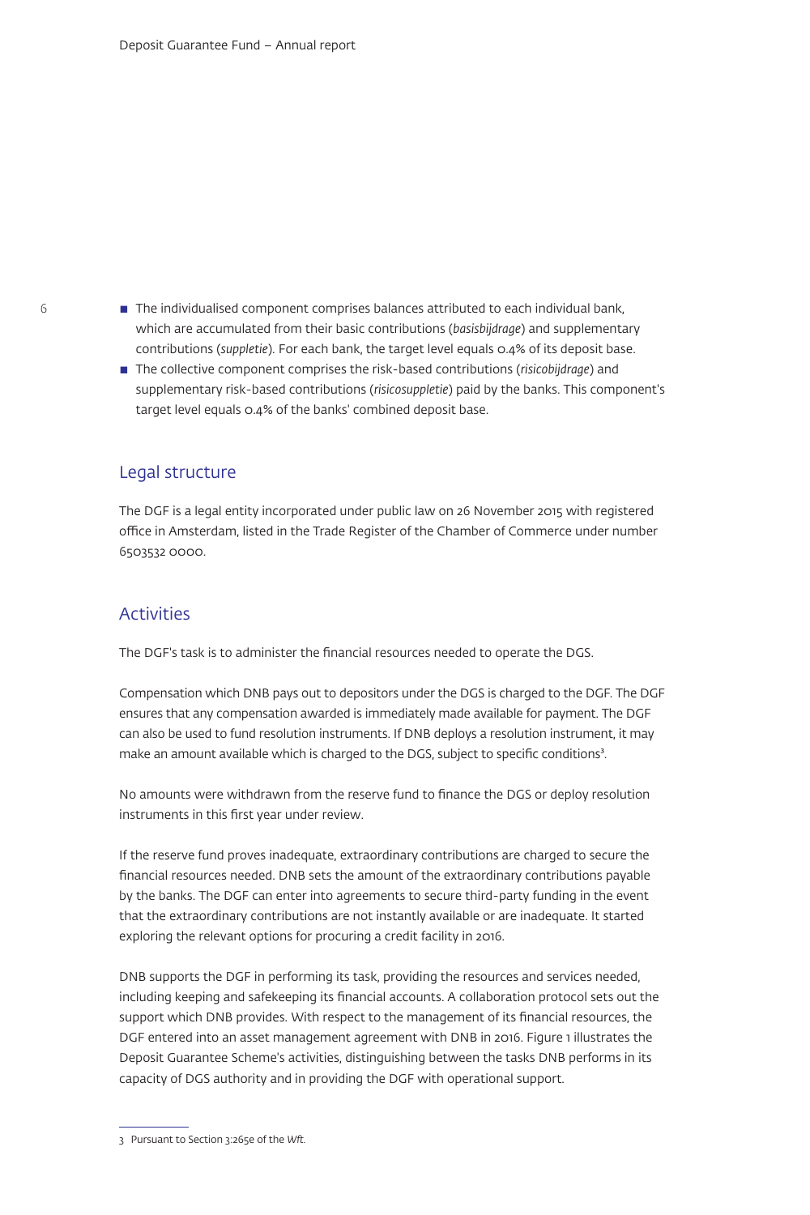- The individualised component comprises balances attributed to each individual bank, which are accumulated from their basic contributions (*basisbijdrage*) and supplementary contributions (*suppletie*). For each bank, the target level equals 0.4% of its deposit base.
- The collective component comprises the risk-based contributions (*risicobijdrage*) and supplementary risk-based contributions (*risicosuppletie*) paid by the banks. This component's target level equals 0.4% of the banks' combined deposit base.

## Legal structure

The DGF is a legal entity incorporated under public law on 26 November 2015 with registered office in Amsterdam, listed in the Trade Register of the Chamber of Commerce under number 6503532 0000.

## Activities

The DGF's task is to administer the financial resources needed to operate the DGS.

Compensation which DNB pays out to depositors under the DGS is charged to the DGF. The DGF ensures that any compensation awarded is immediately made available for payment. The DGF can also be used to fund resolution instruments. If DNB deploys a resolution instrument, it may make an amount available which is charged to the DGS, subject to specific conditions[3].

No amounts were withdrawn from the reserve fund to finance the DGS or deploy resolution instruments in this first year under review.

If the reserve fund proves inadequate, extraordinary contributions are charged to secure the financial resources needed. DNB sets the amount of the extraordinary contributions payable by the banks. The DGF can enter into agreements to secure third-party funding in the event that the extraordinary contributions are not instantly available or are inadequate. It started exploring the relevant options for procuring a credit facility in 2016.

DNB supports the DGF in performing its task, providing the resources and services needed, including keeping and safekeeping its financial accounts. A collaboration protocol sets out the support which DNB provides. With respect to the management of its financial resources, the DGF entered into an asset management agreement with DNB in 2016. Figure 1 illustrates the Deposit Guarantee Scheme's activities, distinguishing between the tasks DNB performs in its capacity of DGS authority and in providing the DGF with operational support.

---

3 Pursuant to Section 3:265e of the *Wft*.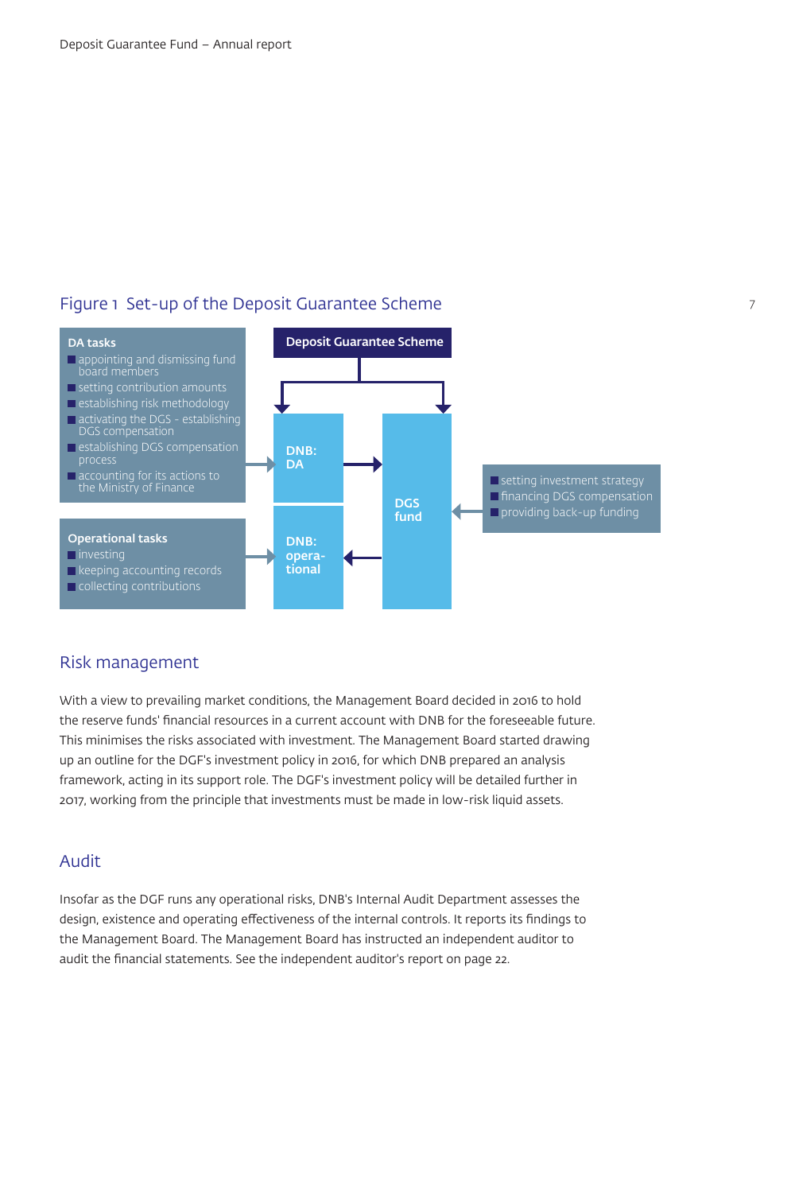## Figure 1 Set-up of the Deposit Guarantee Scheme

**DA tasks**
- appointing and dismissing fund board members
- setting contribution amounts
- establishing risk methodology
- activating the DGS - establishing DGS compensation
- establishing DGS compensation process
- accounting for its actions to the Ministry of Finance

**Operational tasks**
- investing
- keeping accounting records
- collecting contributions

**Deposit Guarantee Scheme**

**DNB: DA**

**DNB: operational**

**DGS fund**

- setting investment strategy
- financing DGS compensation
- providing back-up funding

## Risk management

With a view to prevailing market conditions, the Management Board decided in 2016 to hold the reserve funds' financial resources in a current account with DNB for the foreseeable future. This minimises the risks associated with investment. The Management Board started drawing up an outline for the DGF's investment policy in 2016, for which DNB prepared an analysis framework, acting in its support role. The DGF's investment policy will be detailed further in 2017, working from the principle that investments must be made in low-risk liquid assets.

## Audit

Insofar as the DGF runs any operational risks, DNB's Internal Audit Department assesses the design, existence and operating effectiveness of the internal controls. It reports its findings to the Management Board. The Management Board has instructed an independent auditor to audit the financial statements. See the independent auditor's report on page 22.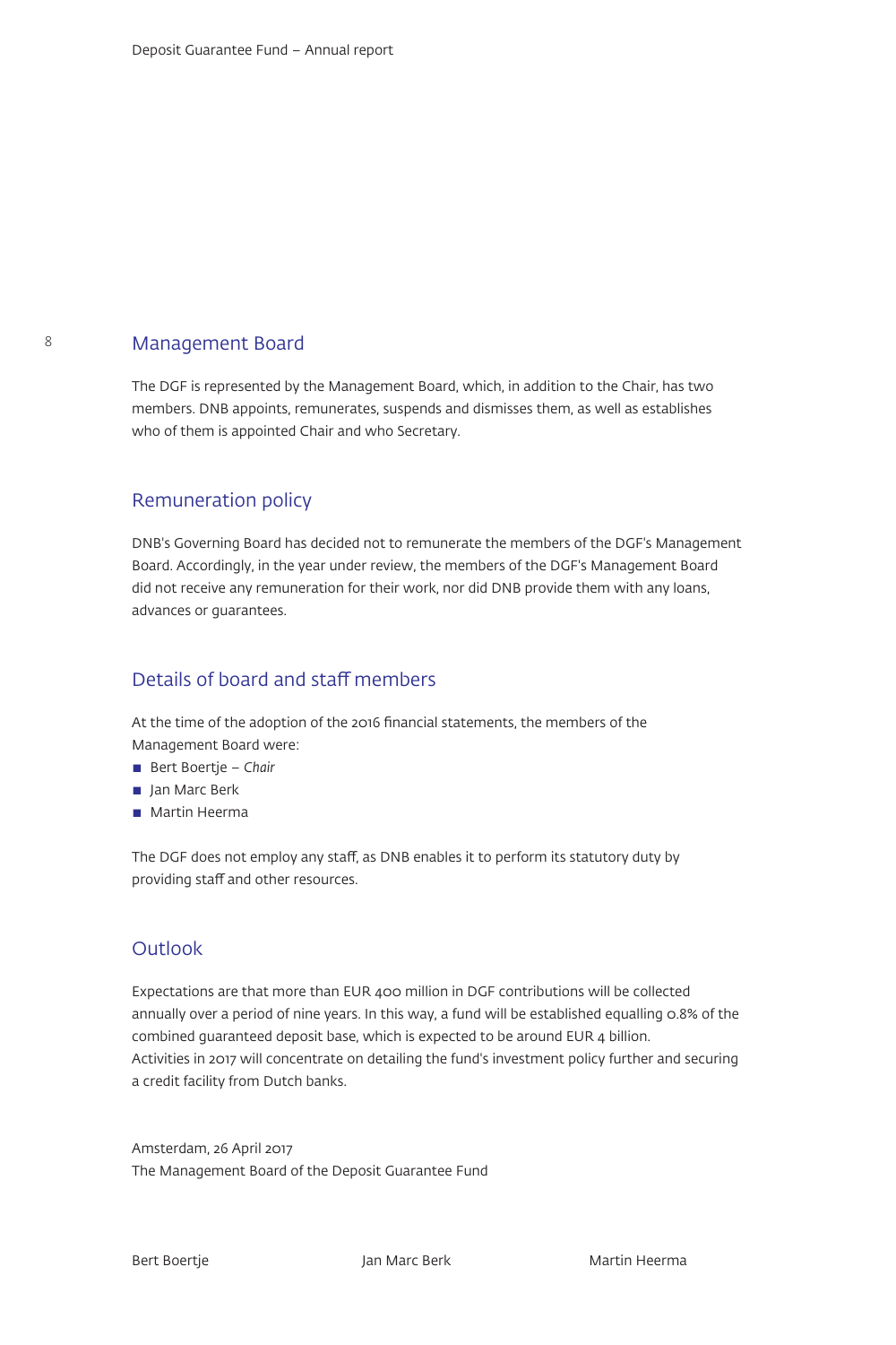## Management Board

The DGF is represented by the Management Board, which, in addition to the Chair, has two members. DNB appoints, remunerates, suspends and dismisses them, as well as establishes who of them is appointed Chair and who Secretary.

## Remuneration policy

DNB's Governing Board has decided not to remunerate the members of the DGF's Management Board. Accordingly, in the year under review, the members of the DGF's Management Board did not receive any remuneration for their work, nor did DNB provide them with any loans, advances or guarantees.

## Details of board and staff members

At the time of the adoption of the 2016 financial statements, the members of the Management Board were:

- Bert Boertje – *Chair*
- Jan Marc Berk
- Martin Heerma

The DGF does not employ any staff, as DNB enables it to perform its statutory duty by providing staff and other resources.

## Outlook

Expectations are that more than EUR 400 million in DGF contributions will be collected annually over a period of nine years. In this way, a fund will be established equalling 0.8% of the combined guaranteed deposit base, which is expected to be around EUR 4 billion.
Activities in 2017 will concentrate on detailing the fund's investment policy further and securing a credit facility from Dutch banks.

Amsterdam, 26 April 2017
The Management Board of the Deposit Guarantee Fund

Bert Boertje Jan Marc Berk Martin Heerma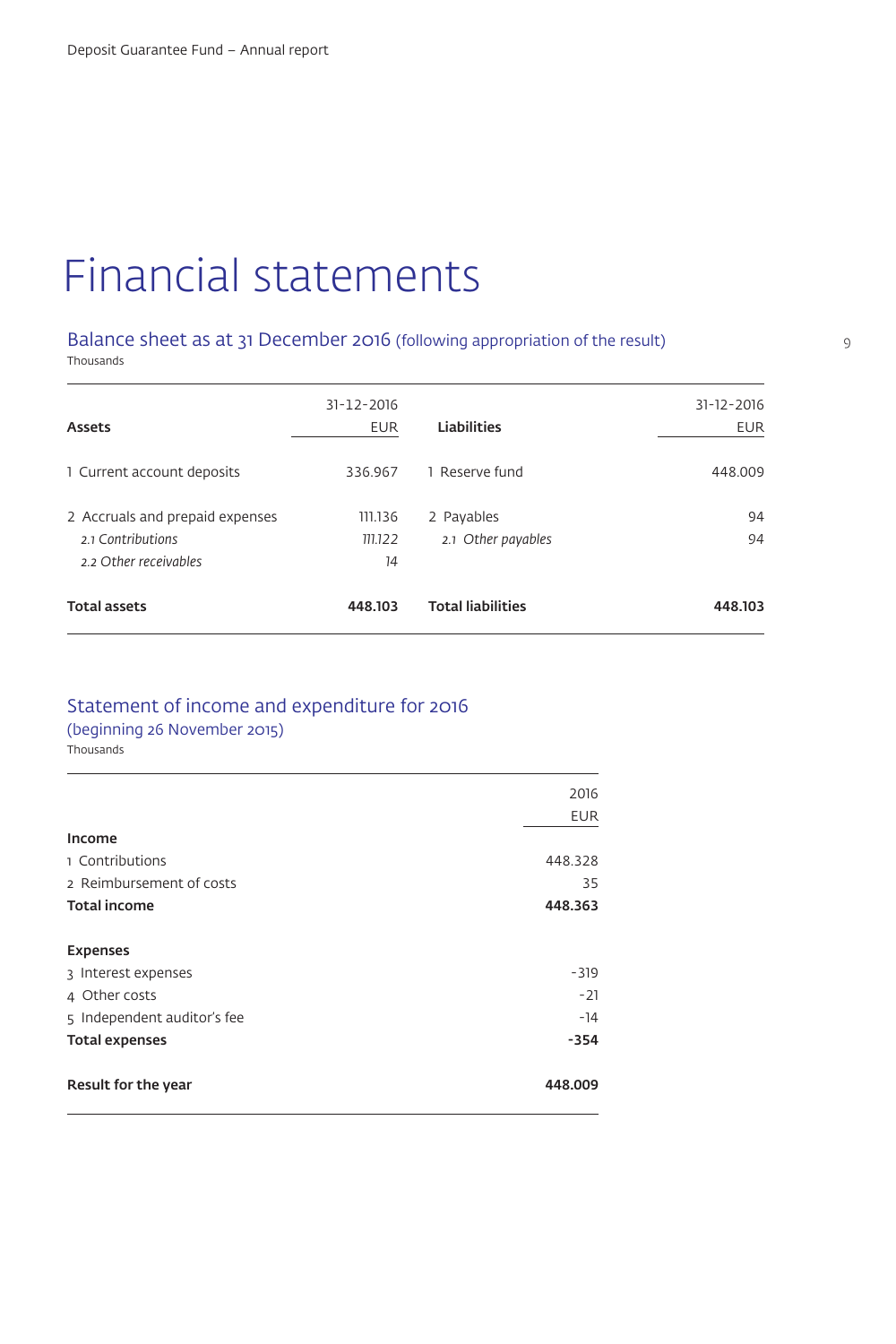# Financial statements

## Balance sheet as at 31 December 2016 (following appropriation of the result)

Thousands

| Assets | 31-12-2016 EUR | Liabilities | 31-12-2016 EUR |
|---|---|---|---|
| 1 Current account deposits | 336.967 | 1 Reserve fund | 448.009 |
| 2 Accruals and prepaid expenses | 111.136 | 2 Payables | 94 |
| *2.1 Contributions* | *111.122* | *2.1 Other payables* | 94 |
| *2.2 Other receivables* | *14* | | |
| **Total assets** | **448.103** | **Total liabilities** | **448.103** |

## Statement of income and expenditure for 2016
(beginning 26 November 2015)

Thousands

| | 2016 EUR |
|---|---|
| **Income** | |
| 1 Contributions | 448.328 |
| 2 Reimbursement of costs | 35 |
| **Total income** | **448.363** |
| | |
| **Expenses** | |
| 3 Interest expenses | -319 |
| 4 Other costs | -21 |
| 5 Independent auditor's fee | -14 |
| **Total expenses** | **-354** |
| | |
| **Result for the year** | **448.009** |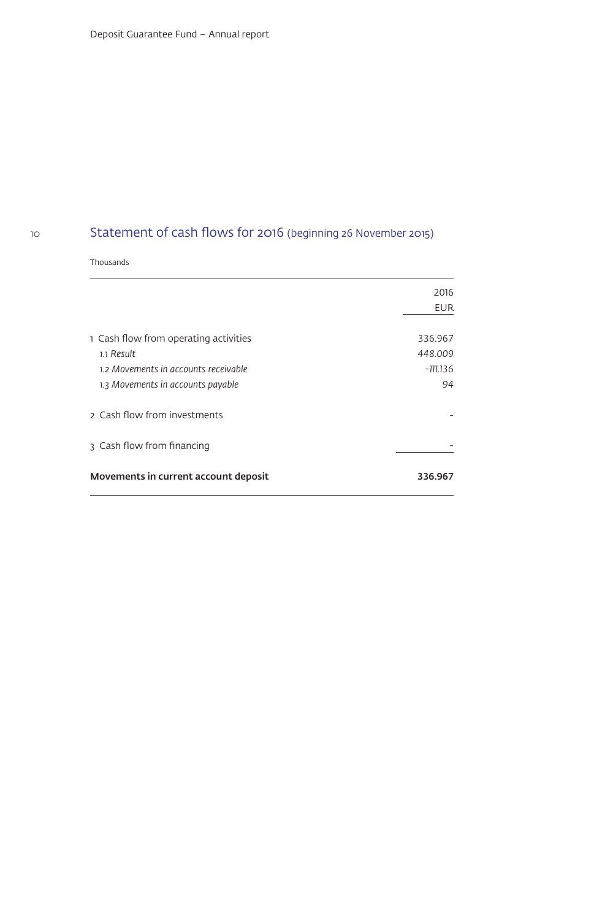## Statement of cash flows for 2016 (beginning 26 November 2015)

Thousands

| | 2016 |
|---|---|
| | EUR |
| 1 Cash flow from operating activities | 336.967 |
| *1.1 Result* | *448.009* |
| *1.2 Movements in accounts receivable* | *-111.136* |
| *1.3 Movements in accounts payable* | *94* |
| 2 Cash flow from investments | - |
| 3 Cash flow from financing | - |
| **Movements in current account deposit** | **336.967** |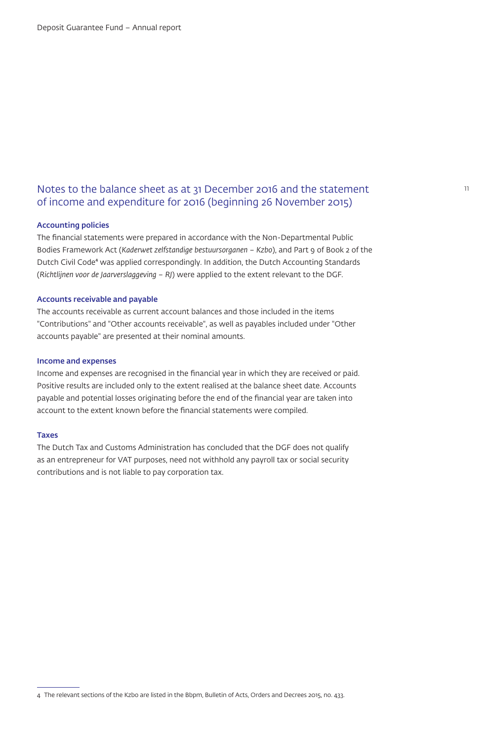## Notes to the balance sheet as at 31 December 2016 and the statement of income and expenditure for 2016 (beginning 26 November 2015)

### Accounting policies

The financial statements were prepared in accordance with the Non-Departmental Public Bodies Framework Act (*Kaderwet zelfstandige bestuursorganen – Kzbo*), and Part 9 of Book 2 of the Dutch Civil Code[4] was applied correspondingly. In addition, the Dutch Accounting Standards (*Richtlijnen voor de Jaarverslaggeving – RJ*) were applied to the extent relevant to the DGF.

### Accounts receivable and payable

The accounts receivable as current account balances and those included in the items "Contributions" and "Other accounts receivable", as well as payables included under "Other accounts payable" are presented at their nominal amounts.

### Income and expenses

Income and expenses are recognised in the financial year in which they are received or paid. Positive results are included only to the extent realised at the balance sheet date. Accounts payable and potential losses originating before the end of the financial year are taken into account to the extent known before the financial statements were compiled.

### Taxes

The Dutch Tax and Customs Administration has concluded that the DGF does not qualify as an entrepreneur for VAT purposes, need not withhold any payroll tax or social security contributions and is not liable to pay corporation tax.

---

4 The relevant sections of the Kzbo are listed in the Bbpm, Bulletin of Acts, Orders and Decrees 2015, no. 433.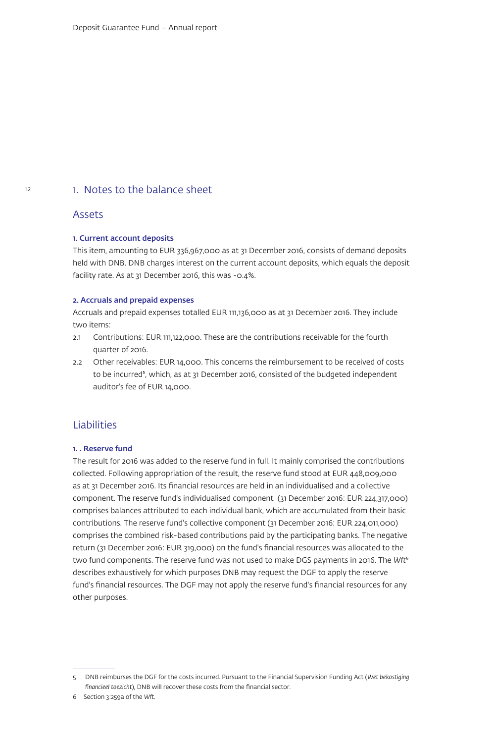# 1. Notes to the balance sheet

## Assets

### 1. Current account deposits

This item, amounting to EUR 336,967,000 as at 31 December 2016, consists of demand deposits held with DNB. DNB charges interest on the current account deposits, which equals the deposit facility rate. As at 31 December 2016, this was -0.4%.

### 2. Accruals and prepaid expenses

Accruals and prepaid expenses totalled EUR 111,136,000 as at 31 December 2016. They include two items:

2.1 Contributions: EUR 111,122,000. These are the contributions receivable for the fourth quarter of 2016.

2.2 Other receivables: EUR 14,000. This concerns the reimbursement to be received of costs to be incurred[5], which, as at 31 December 2016, consisted of the budgeted independent auditor's fee of EUR 14,000.

## Liabilities

### 1. . Reserve fund

The result for 2016 was added to the reserve fund in full. It mainly comprised the contributions collected. Following appropriation of the result, the reserve fund stood at EUR 448,009,000 as at 31 December 2016. Its financial resources are held in an individualised and a collective component. The reserve fund's individualised component (31 December 2016: EUR 224,317,000) comprises balances attributed to each individual bank, which are accumulated from their basic contributions. The reserve fund's collective component (31 December 2016: EUR 224,011,000) comprises the combined risk-based contributions paid by the participating banks. The negative return (31 December 2016: EUR 319,000) on the fund's financial resources was allocated to the two fund components. The reserve fund was not used to make DGS payments in 2016. The *Wft*[6] describes exhaustively for which purposes DNB may request the DGF to apply the reserve fund's financial resources. The DGF may not apply the reserve fund's financial resources for any other purposes.

---

5 DNB reimburses the DGF for the costs incurred. Pursuant to the Financial Supervision Funding Act (*Wet bekostiging financieel toezicht*), DNB will recover these costs from the financial sector.

6 Section 3:259a of the *Wft*.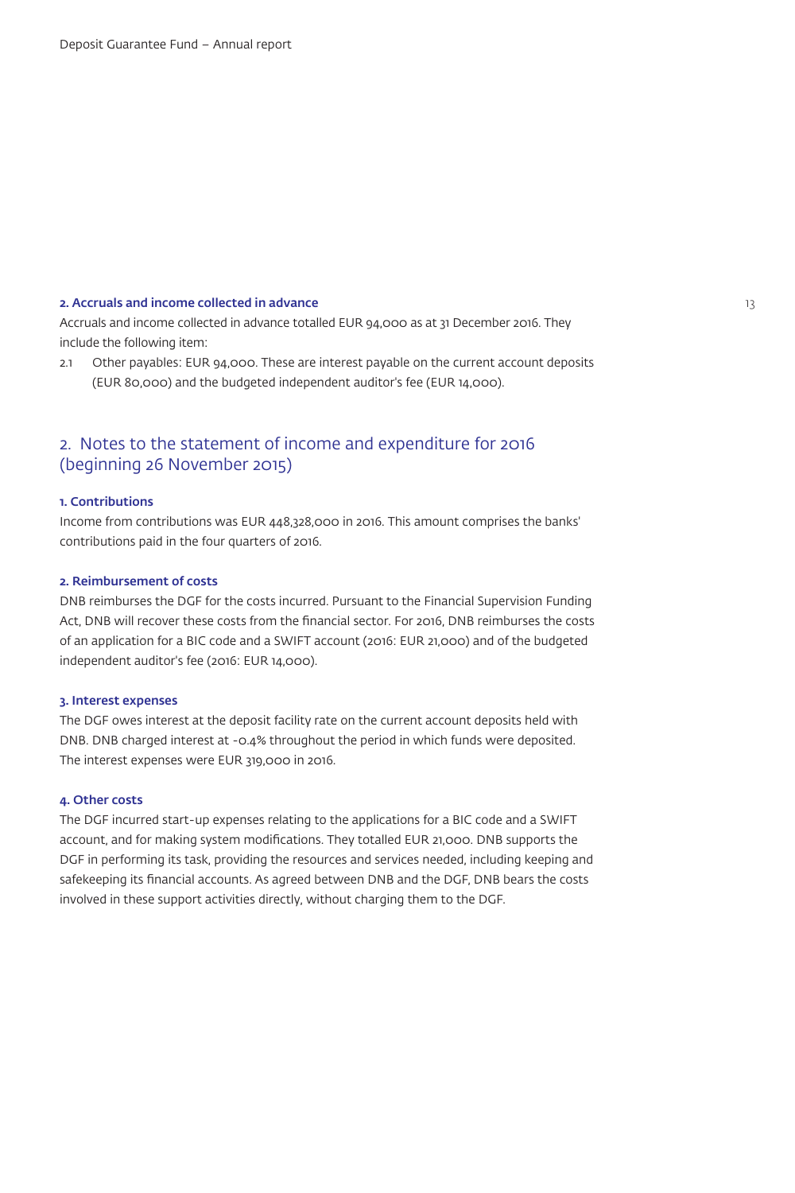### 2. Accruals and income collected in advance

Accruals and income collected in advance totalled EUR 94,000 as at 31 December 2016. They include the following item:

2.1 Other payables: EUR 94,000. These are interest payable on the current account deposits (EUR 80,000) and the budgeted independent auditor's fee (EUR 14,000).

## 2. Notes to the statement of income and expenditure for 2016 (beginning 26 November 2015)

### 1. Contributions

Income from contributions was EUR 448,328,000 in 2016. This amount comprises the banks' contributions paid in the four quarters of 2016.

### 2. Reimbursement of costs

DNB reimburses the DGF for the costs incurred. Pursuant to the Financial Supervision Funding Act, DNB will recover these costs from the financial sector. For 2016, DNB reimburses the costs of an application for a BIC code and a SWIFT account (2016: EUR 21,000) and of the budgeted independent auditor's fee (2016: EUR 14,000).

### 3. Interest expenses

The DGF owes interest at the deposit facility rate on the current account deposits held with DNB. DNB charged interest at -0.4% throughout the period in which funds were deposited. The interest expenses were EUR 319,000 in 2016.

### 4. Other costs

The DGF incurred start-up expenses relating to the applications for a BIC code and a SWIFT account, and for making system modifications. They totalled EUR 21,000. DNB supports the DGF in performing its task, providing the resources and services needed, including keeping and safekeeping its financial accounts. As agreed between DNB and the DGF, DNB bears the costs involved in these support activities directly, without charging them to the DGF.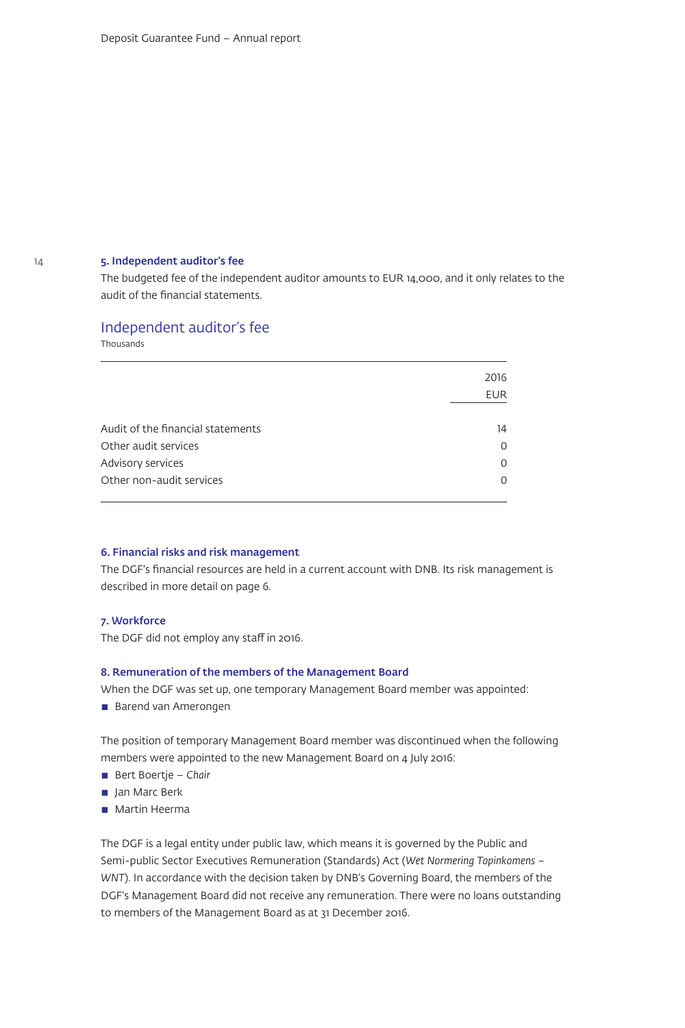### 5. Independent auditor's fee

The budgeted fee of the independent auditor amounts to EUR 14,000, and it only relates to the audit of the financial statements.

## Independent auditor's fee

Thousands

| | 2016 EUR |
|---|---|
| Audit of the financial statements | 14 |
| Other audit services | 0 |
| Advisory services | 0 |
| Other non-audit services | 0 |

### 6. Financial risks and risk management

The DGF's financial resources are held in a current account with DNB. Its risk management is described in more detail on page 6.

### 7. Workforce

The DGF did not employ any staff in 2016.

### 8. Remuneration of the members of the Management Board

When the DGF was set up, one temporary Management Board member was appointed:

- Barend van Amerongen

The position of temporary Management Board member was discontinued when the following members were appointed to the new Management Board on 4 July 2016:

- Bert Boertje – *Chair*
- Jan Marc Berk
- Martin Heerma

The DGF is a legal entity under public law, which means it is governed by the Public and Semi-public Sector Executives Remuneration (Standards) Act (*Wet Normering Topinkomens – WNT*). In accordance with the decision taken by DNB's Governing Board, the members of the DGF's Management Board did not receive any remuneration. There were no loans outstanding to members of the Management Board as at 31 December 2016.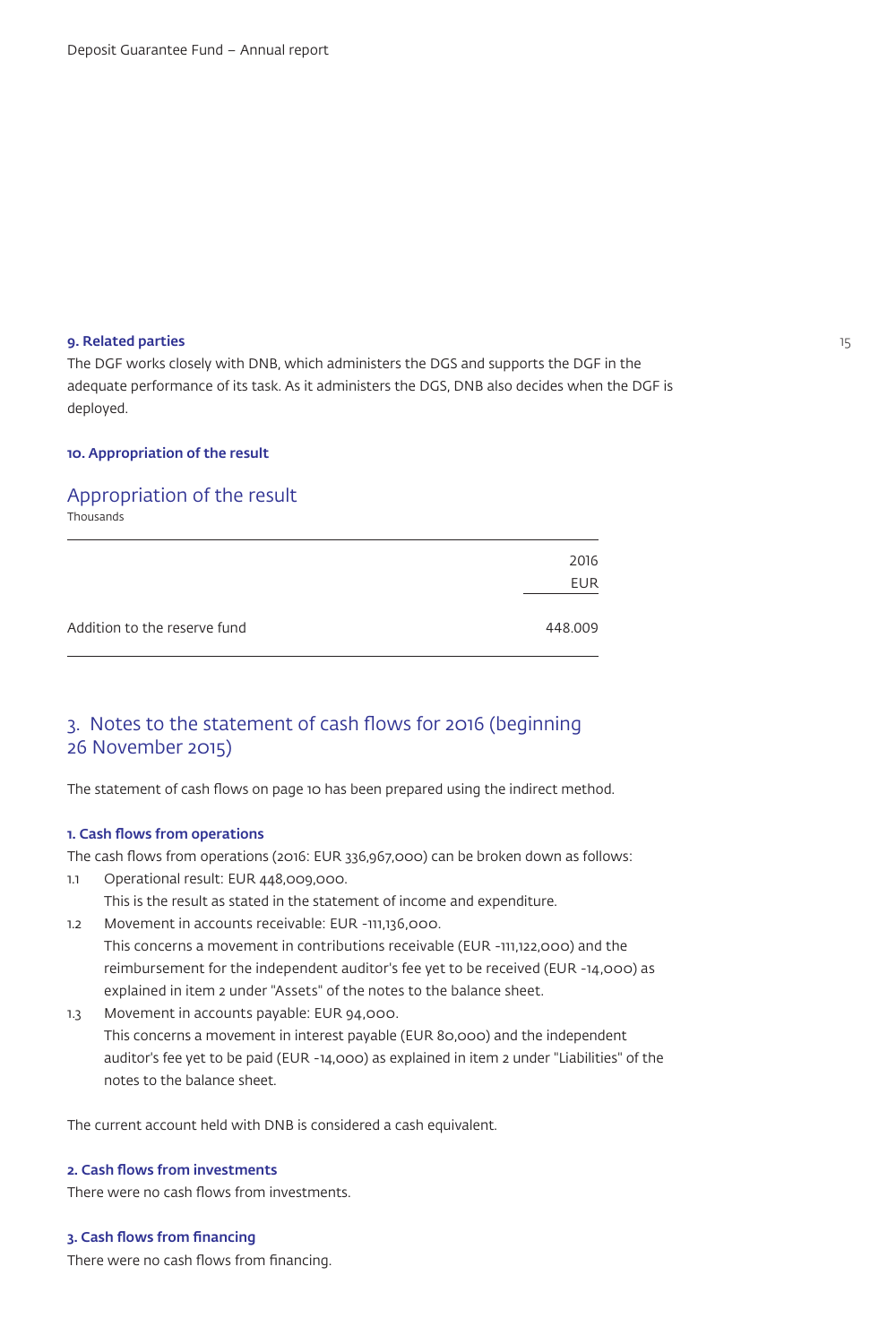#### 9. Related parties

The DGF works closely with DNB, which administers the DGS and supports the DGF in the adequate performance of its task. As it administers the DGS, DNB also decides when the DGF is deployed.

#### 10. Appropriation of the result

### Appropriation of the result

Thousands

| | 2016 EUR |
|---|---|
| Addition to the reserve fund | 448.009 |

## 3. Notes to the statement of cash flows for 2016 (beginning 26 November 2015)

The statement of cash flows on page 10 has been prepared using the indirect method.

#### 1. Cash flows from operations

The cash flows from operations (2016: EUR 336,967,000) can be broken down as follows:

1.1 Operational result: EUR 448,009,000.
This is the result as stated in the statement of income and expenditure.

1.2 Movement in accounts receivable: EUR -111,136,000.
This concerns a movement in contributions receivable (EUR -111,122,000) and the reimbursement for the independent auditor's fee yet to be received (EUR -14,000) as explained in item 2 under "Assets" of the notes to the balance sheet.

1.3 Movement in accounts payable: EUR 94,000.
This concerns a movement in interest payable (EUR 80,000) and the independent auditor's fee yet to be paid (EUR -14,000) as explained in item 2 under "Liabilities" of the notes to the balance sheet.

The current account held with DNB is considered a cash equivalent.

#### 2. Cash flows from investments

There were no cash flows from investments.

#### 3. Cash flows from financing

There were no cash flows from financing.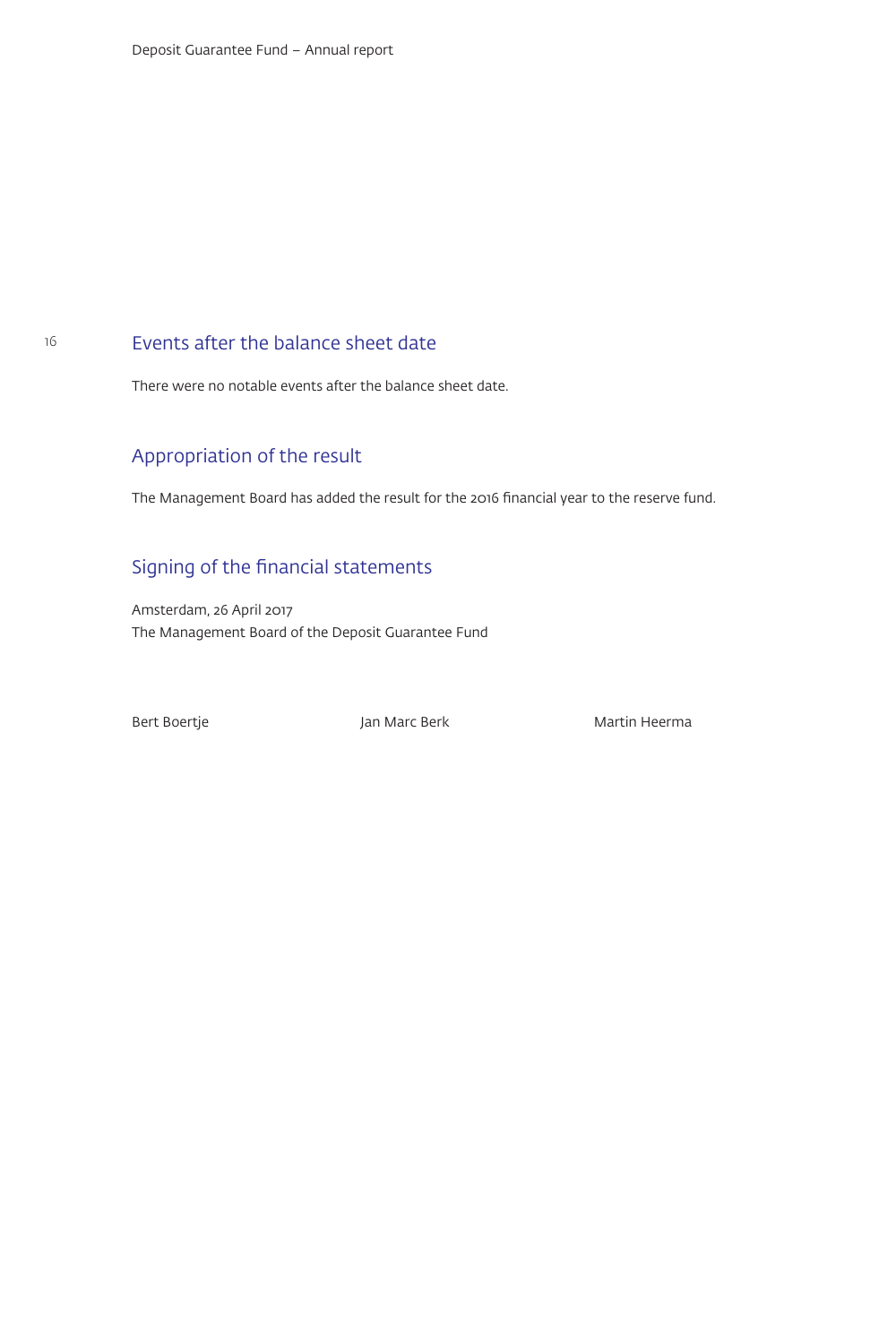## Events after the balance sheet date

There were no notable events after the balance sheet date.

## Appropriation of the result

The Management Board has added the result for the 2016 financial year to the reserve fund.

## Signing of the financial statements

Amsterdam, 26 April 2017
The Management Board of the Deposit Guarantee Fund

Bert Boertje    Jan Marc Berk    Martin Heerma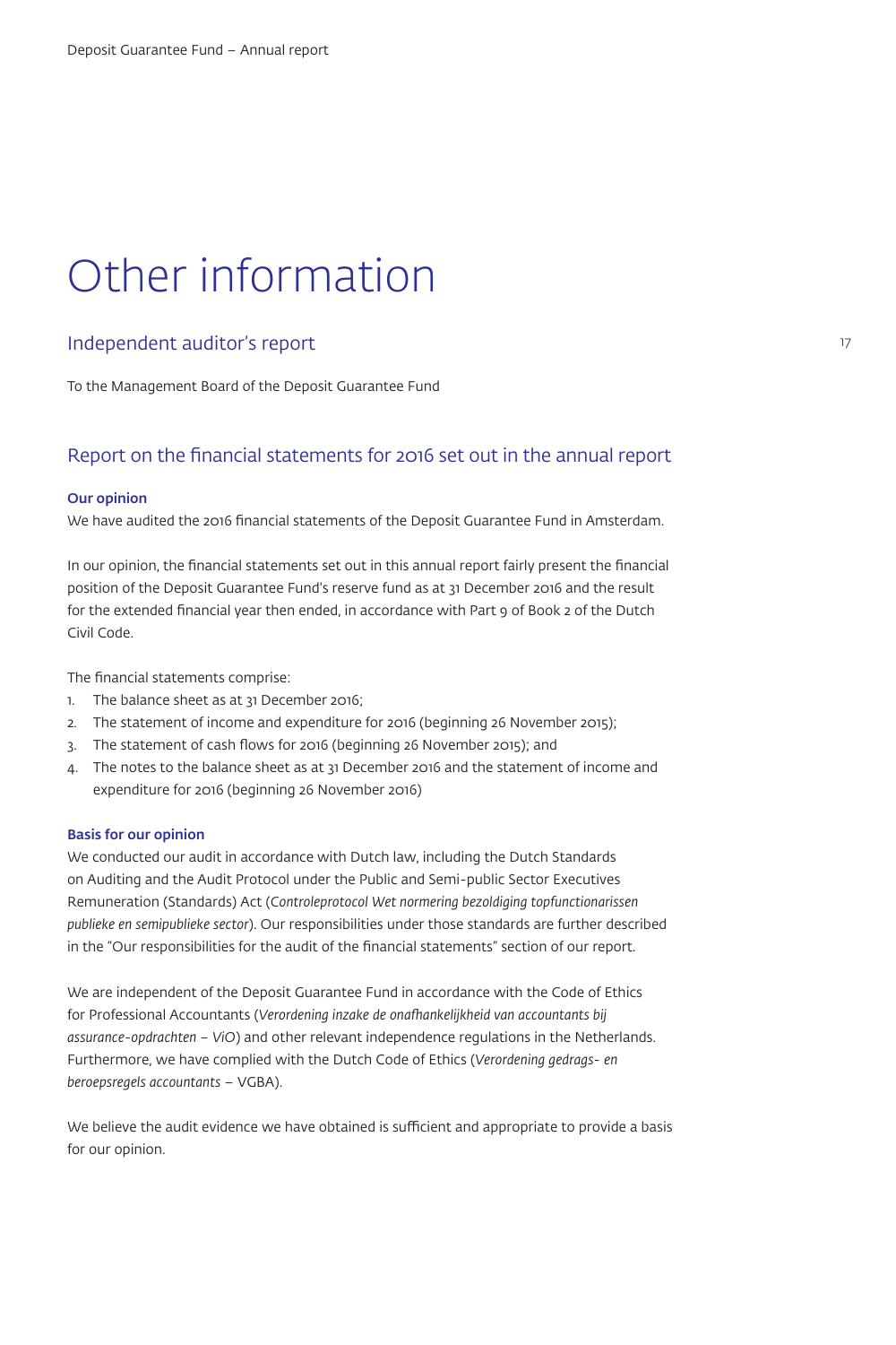# Other information

## Independent auditor's report

To the Management Board of the Deposit Guarantee Fund

## Report on the financial statements for 2016 set out in the annual report

**Our opinion**

We have audited the 2016 financial statements of the Deposit Guarantee Fund in Amsterdam.

In our opinion, the financial statements set out in this annual report fairly present the financial position of the Deposit Guarantee Fund's reserve fund as at 31 December 2016 and the result for the extended financial year then ended, in accordance with Part 9 of Book 2 of the Dutch Civil Code.

The financial statements comprise:

1. The balance sheet as at 31 December 2016;
2. The statement of income and expenditure for 2016 (beginning 26 November 2015);
3. The statement of cash flows for 2016 (beginning 26 November 2015); and
4. The notes to the balance sheet as at 31 December 2016 and the statement of income and expenditure for 2016 (beginning 26 November 2016)

**Basis for our opinion**

We conducted our audit in accordance with Dutch law, including the Dutch Standards on Auditing and the Audit Protocol under the Public and Semi-public Sector Executives Remuneration (Standards) Act (*Controleprotocol Wet normering bezoldiging topfunctionarissen publieke en semipublieke sector*). Our responsibilities under those standards are further described in the "Our responsibilities for the audit of the financial statements" section of our report.

We are independent of the Deposit Guarantee Fund in accordance with the Code of Ethics for Professional Accountants (*Verordening inzake de onafhankelijkheid van accountants bij assurance-opdrachten – ViO*) and other relevant independence regulations in the Netherlands. Furthermore, we have complied with the Dutch Code of Ethics (*Verordening gedrags- en beroepsregels accountants* – VGBA).

We believe the audit evidence we have obtained is sufficient and appropriate to provide a basis for our opinion.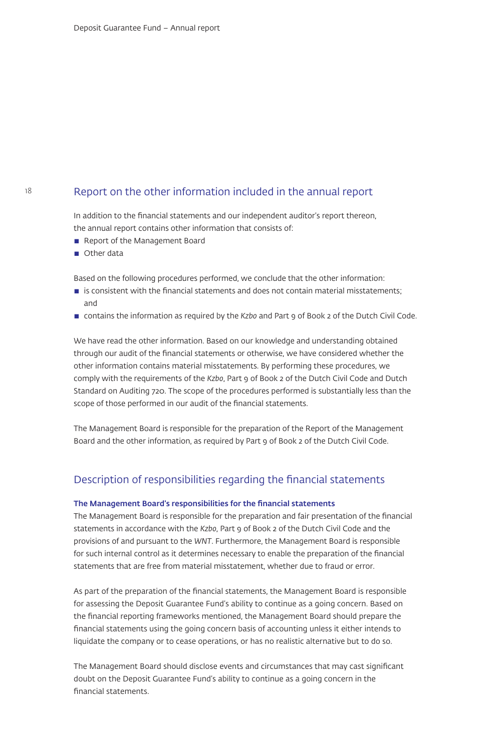## Report on the other information included in the annual report

In addition to the financial statements and our independent auditor's report thereon, the annual report contains other information that consists of:

- Report of the Management Board
- Other data

Based on the following procedures performed, we conclude that the other information:

- is consistent with the financial statements and does not contain material misstatements; and
- contains the information as required by the *Kzbo* and Part 9 of Book 2 of the Dutch Civil Code.

We have read the other information. Based on our knowledge and understanding obtained through our audit of the financial statements or otherwise, we have considered whether the other information contains material misstatements. By performing these procedures, we comply with the requirements of the *Kzbo*, Part 9 of Book 2 of the Dutch Civil Code and Dutch Standard on Auditing 720. The scope of the procedures performed is substantially less than the scope of those performed in our audit of the financial statements.

The Management Board is responsible for the preparation of the Report of the Management Board and the other information, as required by Part 9 of Book 2 of the Dutch Civil Code.

## Description of responsibilities regarding the financial statements

**The Management Board's responsibilities for the financial statements**

The Management Board is responsible for the preparation and fair presentation of the financial statements in accordance with the *Kzbo*, Part 9 of Book 2 of the Dutch Civil Code and the provisions of and pursuant to the *WNT*. Furthermore, the Management Board is responsible for such internal control as it determines necessary to enable the preparation of the financial statements that are free from material misstatement, whether due to fraud or error.

As part of the preparation of the financial statements, the Management Board is responsible for assessing the Deposit Guarantee Fund's ability to continue as a going concern. Based on the financial reporting frameworks mentioned, the Management Board should prepare the financial statements using the going concern basis of accounting unless it either intends to liquidate the company or to cease operations, or has no realistic alternative but to do so.

The Management Board should disclose events and circumstances that may cast significant doubt on the Deposit Guarantee Fund's ability to continue as a going concern in the financial statements.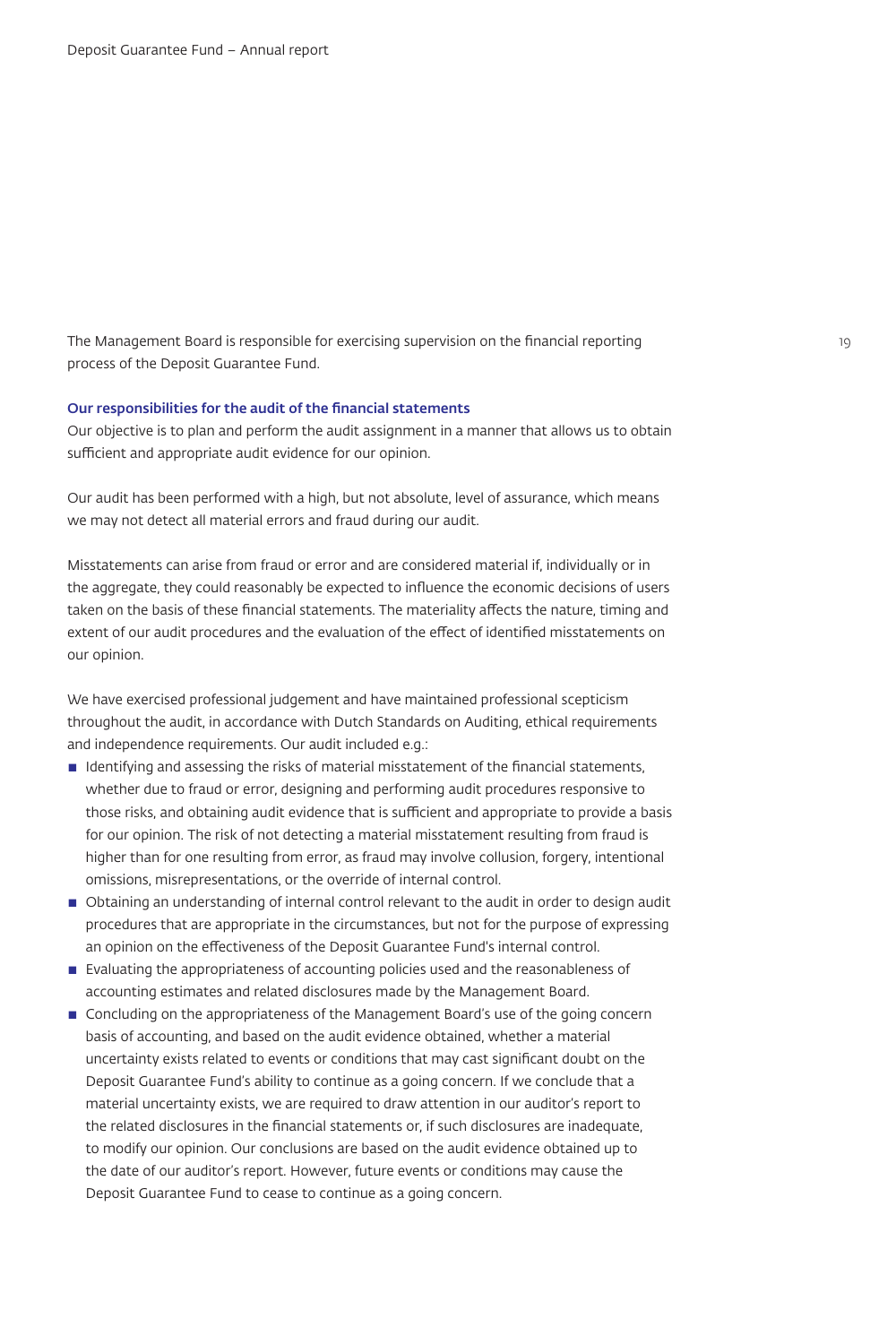The Management Board is responsible for exercising supervision on the financial reporting process of the Deposit Guarantee Fund.

### Our responsibilities for the audit of the financial statements

Our objective is to plan and perform the audit assignment in a manner that allows us to obtain sufficient and appropriate audit evidence for our opinion.

Our audit has been performed with a high, but not absolute, level of assurance, which means we may not detect all material errors and fraud during our audit.

Misstatements can arise from fraud or error and are considered material if, individually or in the aggregate, they could reasonably be expected to influence the economic decisions of users taken on the basis of these financial statements. The materiality affects the nature, timing and extent of our audit procedures and the evaluation of the effect of identified misstatements on our opinion.

We have exercised professional judgement and have maintained professional scepticism throughout the audit, in accordance with Dutch Standards on Auditing, ethical requirements and independence requirements. Our audit included e.g.:

- Identifying and assessing the risks of material misstatement of the financial statements, whether due to fraud or error, designing and performing audit procedures responsive to those risks, and obtaining audit evidence that is sufficient and appropriate to provide a basis for our opinion. The risk of not detecting a material misstatement resulting from fraud is higher than for one resulting from error, as fraud may involve collusion, forgery, intentional omissions, misrepresentations, or the override of internal control.
- Obtaining an understanding of internal control relevant to the audit in order to design audit procedures that are appropriate in the circumstances, but not for the purpose of expressing an opinion on the effectiveness of the Deposit Guarantee Fund's internal control.
- Evaluating the appropriateness of accounting policies used and the reasonableness of accounting estimates and related disclosures made by the Management Board.
- Concluding on the appropriateness of the Management Board's use of the going concern basis of accounting, and based on the audit evidence obtained, whether a material uncertainty exists related to events or conditions that may cast significant doubt on the Deposit Guarantee Fund's ability to continue as a going concern. If we conclude that a material uncertainty exists, we are required to draw attention in our auditor's report to the related disclosures in the financial statements or, if such disclosures are inadequate, to modify our opinion. Our conclusions are based on the audit evidence obtained up to the date of our auditor's report. However, future events or conditions may cause the Deposit Guarantee Fund to cease to continue as a going concern.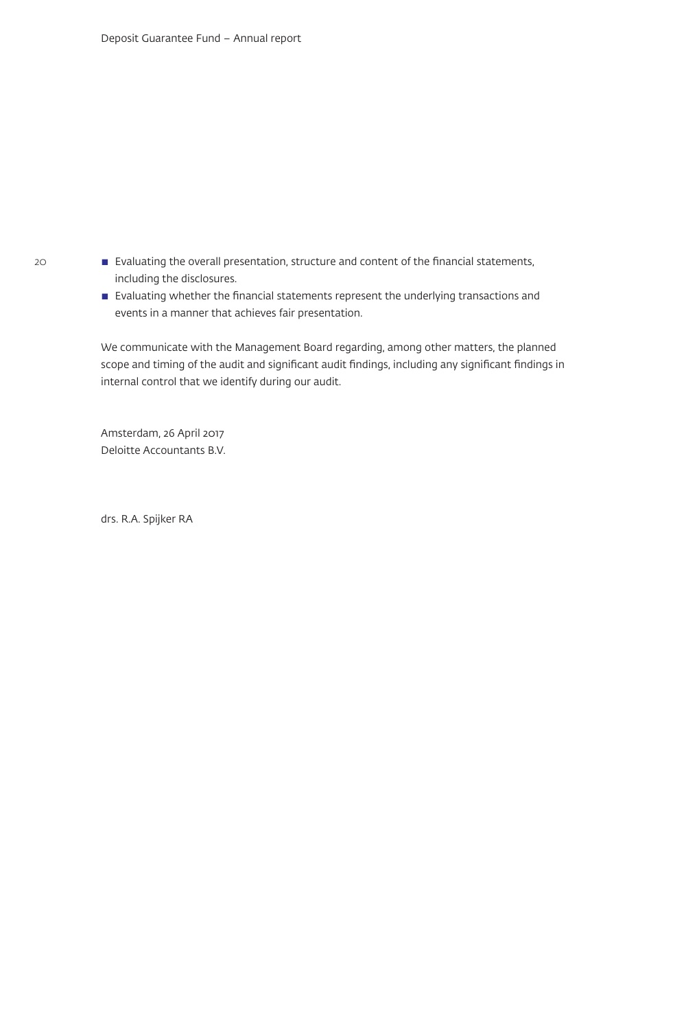- Evaluating the overall presentation, structure and content of the financial statements, including the disclosures.
- Evaluating whether the financial statements represent the underlying transactions and events in a manner that achieves fair presentation.

We communicate with the Management Board regarding, among other matters, the planned scope and timing of the audit and significant audit findings, including any significant findings in internal control that we identify during our audit.

Amsterdam, 26 April 2017
Deloitte Accountants B.V.

drs. R.A. Spijker RA